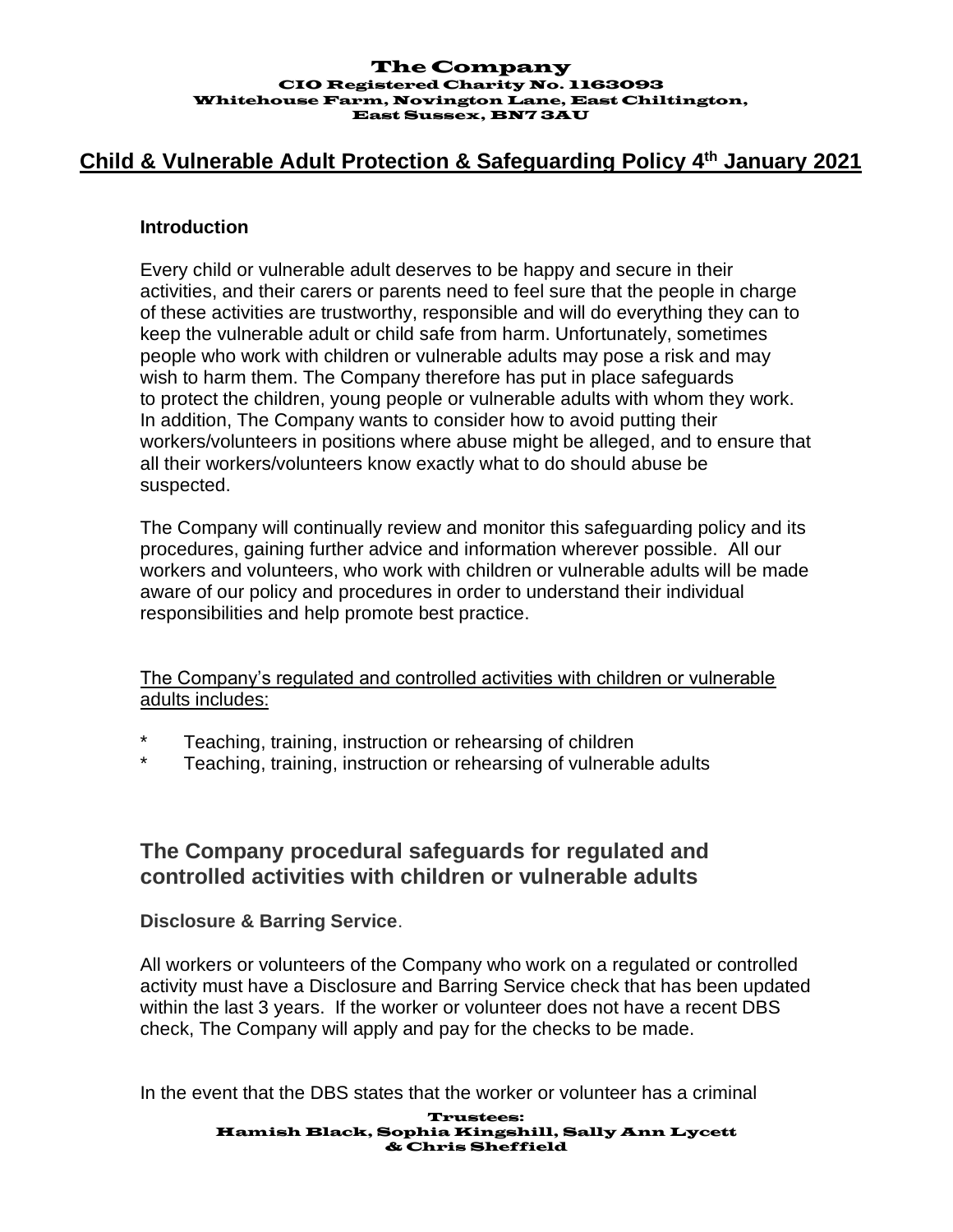**The Company**
**CIO Registered Charity No. 1163093**
**Whitehouse Farm, Novington Lane, East Chiltington, East Sussex, BN7 3AU**

## Child & Vulnerable Adult Protection & Safeguarding Policy 4th January 2021

### Introduction

Every child or vulnerable adult deserves to be happy and secure in their activities, and their carers or parents need to feel sure that the people in charge of these activities are trustworthy, responsible and will do everything they can to keep the vulnerable adult or child safe from harm. Unfortunately, sometimes people who work with children or vulnerable adults may pose a risk and may wish to harm them. The Company therefore has put in place safeguards to protect the children, young people or vulnerable adults with whom they work. In addition, The Company wants to consider how to avoid putting their workers/volunteers in positions where abuse might be alleged, and to ensure that all their workers/volunteers know exactly what to do should abuse be suspected.

The Company will continually review and monitor this safeguarding policy and its procedures, gaining further advice and information wherever possible. All our workers and volunteers, who work with children or vulnerable adults will be made aware of our policy and procedures in order to understand their individual responsibilities and help promote best practice.

The Company's regulated and controlled activities with children or vulnerable adults includes:

* Teaching, training, instruction or rehearsing of children
* Teaching, training, instruction or rehearsing of vulnerable adults

## The Company procedural safeguards for regulated and controlled activities with children or vulnerable adults

**Disclosure & Barring Service**.

All workers or volunteers of the Company who work on a regulated or controlled activity must have a Disclosure and Barring Service check that has been updated within the last 3 years. If the worker or volunteer does not have a recent DBS check, The Company will apply and pay for the checks to be made.

In the event that the DBS states that the worker or volunteer has a criminal

**Trustees:**
**Hamish Black, Sophia Kingshill, Sally Ann Lycett & Chris Sheffield**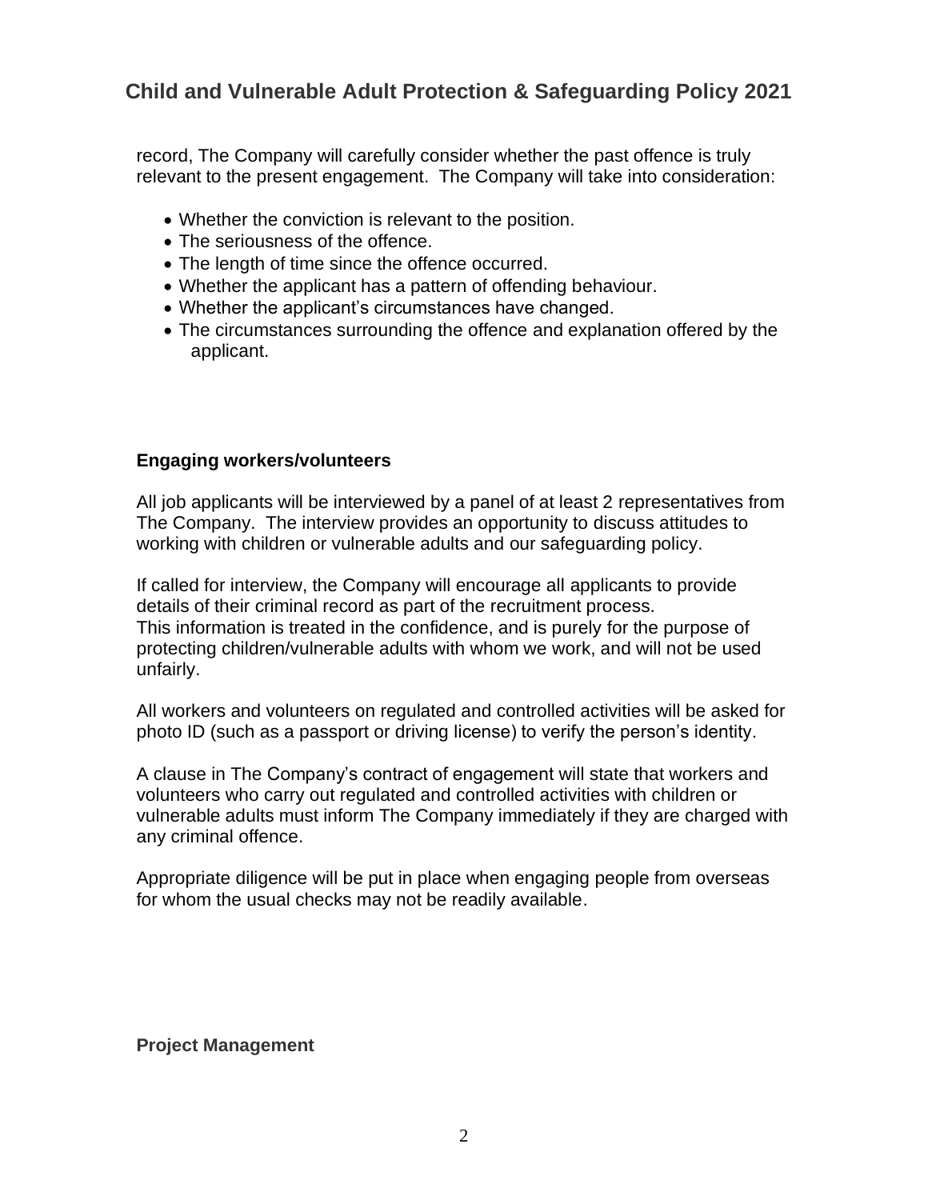record, The Company will carefully consider whether the past offence is truly relevant to the present engagement.  The Company will take into consideration:

- Whether the conviction is relevant to the position.
- The seriousness of the offence.
- The length of time since the offence occurred.
- Whether the applicant has a pattern of offending behaviour.
- Whether the applicant's circumstances have changed.
- The circumstances surrounding the offence and explanation offered by the applicant.

### Engaging workers/volunteers

All job applicants will be interviewed by a panel of at least 2 representatives from The Company.  The interview provides an opportunity to discuss attitudes to working with children or vulnerable adults and our safeguarding policy.

If called for interview, the Company will encourage all applicants to provide details of their criminal record as part of the recruitment process.
This information is treated in the confidence, and is purely for the purpose of protecting children/vulnerable adults with whom we work, and will not be used unfairly.

All workers and volunteers on regulated and controlled activities will be asked for photo ID (such as a passport or driving license) to verify the person's identity.

A clause in The Company's contract of engagement will state that workers and volunteers who carry out regulated and controlled activities with children or vulnerable adults must inform The Company immediately if they are charged with any criminal offence.

Appropriate diligence will be put in place when engaging people from overseas for whom the usual checks may not be readily available.

### Project Management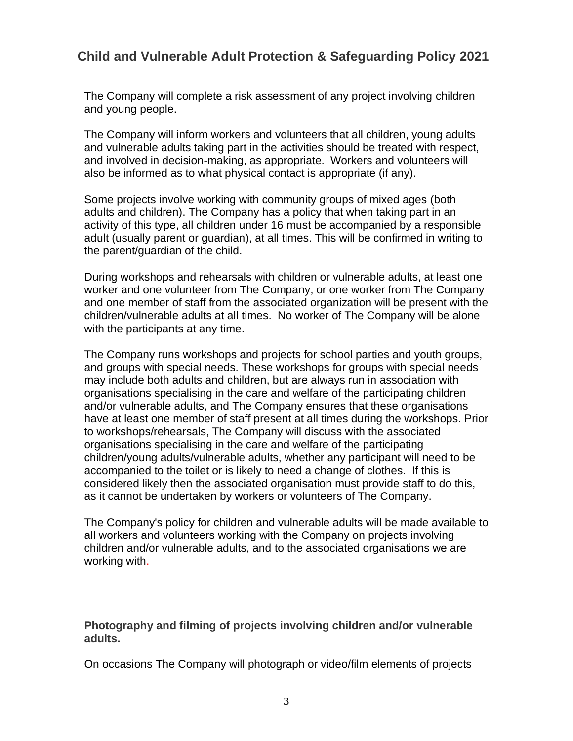## Child and Vulnerable Adult Protection & Safeguarding Policy 2021

The Company will complete a risk assessment of any project involving children and young people.

The Company will inform workers and volunteers that all children, young adults and vulnerable adults taking part in the activities should be treated with respect, and involved in decision-making, as appropriate. Workers and volunteers will also be informed as to what physical contact is appropriate (if any).

Some projects involve working with community groups of mixed ages (both adults and children). The Company has a policy that when taking part in an activity of this type, all children under 16 must be accompanied by a responsible adult (usually parent or guardian), at all times. This will be confirmed in writing to the parent/guardian of the child.

During workshops and rehearsals with children or vulnerable adults, at least one worker and one volunteer from The Company, or one worker from The Company and one member of staff from the associated organization will be present with the children/vulnerable adults at all times. No worker of The Company will be alone with the participants at any time.

The Company runs workshops and projects for school parties and youth groups, and groups with special needs. These workshops for groups with special needs may include both adults and children, but are always run in association with organisations specialising in the care and welfare of the participating children and/or vulnerable adults, and The Company ensures that these organisations have at least one member of staff present at all times during the workshops. Prior to workshops/rehearsals, The Company will discuss with the associated organisations specialising in the care and welfare of the participating children/young adults/vulnerable adults, whether any participant will need to be accompanied to the toilet or is likely to need a change of clothes. If this is considered likely then the associated organisation must provide staff to do this, as it cannot be undertaken by workers or volunteers of The Company.

The Company's policy for children and vulnerable adults will be made available to all workers and volunteers working with the Company on projects involving children and/or vulnerable adults, and to the associated organisations we are working with.

**Photography and filming of projects involving children and/or vulnerable adults.**

On occasions The Company will photograph or video/film elements of projects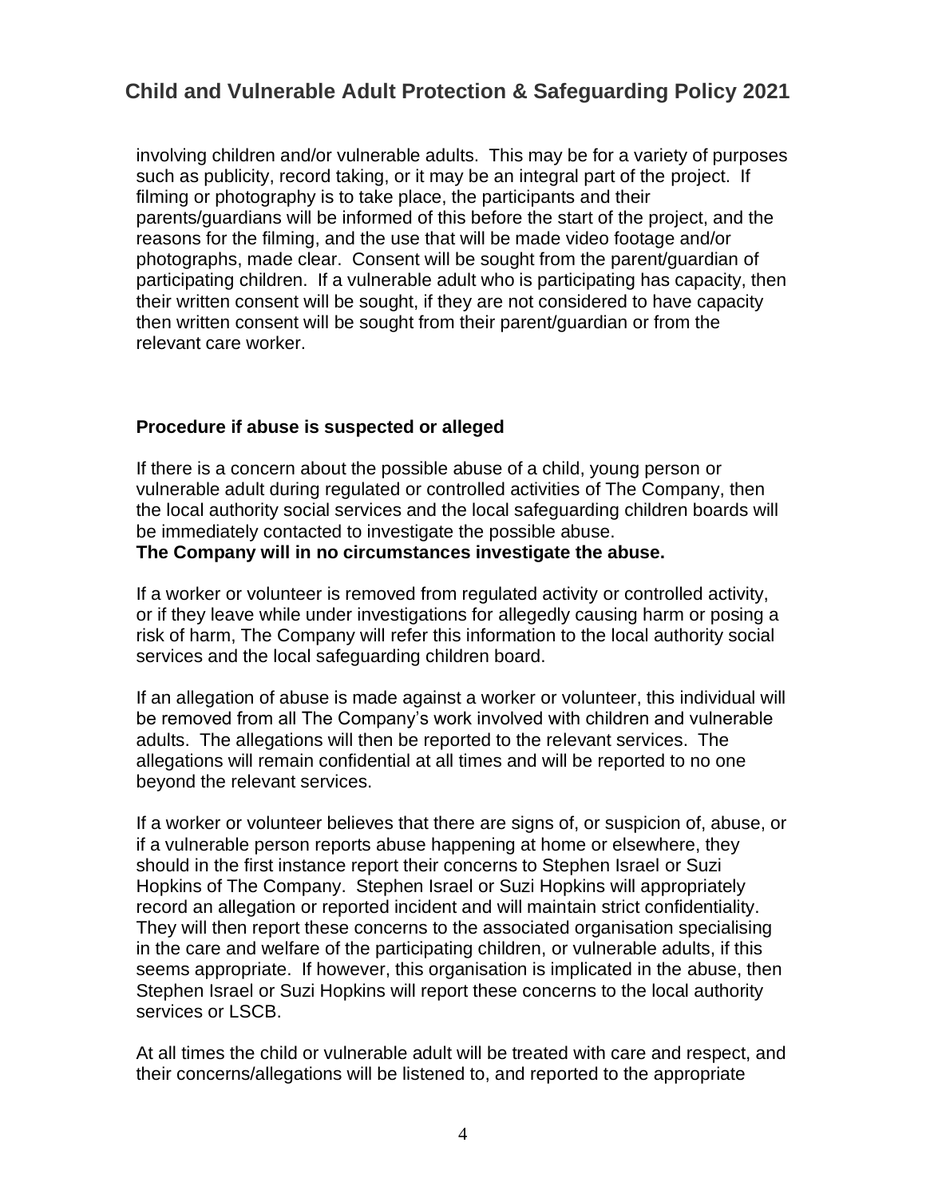involving children and/or vulnerable adults. This may be for a variety of purposes such as publicity, record taking, or it may be an integral part of the project. If filming or photography is to take place, the participants and their parents/guardians will be informed of this before the start of the project, and the reasons for the filming, and the use that will be made video footage and/or photographs, made clear. Consent will be sought from the parent/guardian of participating children. If a vulnerable adult who is participating has capacity, then their written consent will be sought, if they are not considered to have capacity then written consent will be sought from their parent/guardian or from the relevant care worker.

**Procedure if abuse is suspected or alleged**

If there is a concern about the possible abuse of a child, young person or vulnerable adult during regulated or controlled activities of The Company, then the local authority social services and the local safeguarding children boards will be immediately contacted to investigate the possible abuse.
**The Company will in no circumstances investigate the abuse.**

If a worker or volunteer is removed from regulated activity or controlled activity, or if they leave while under investigations for allegedly causing harm or posing a risk of harm, The Company will refer this information to the local authority social services and the local safeguarding children board.

If an allegation of abuse is made against a worker or volunteer, this individual will be removed from all The Company's work involved with children and vulnerable adults. The allegations will then be reported to the relevant services. The allegations will remain confidential at all times and will be reported to no one beyond the relevant services.

If a worker or volunteer believes that there are signs of, or suspicion of, abuse, or if a vulnerable person reports abuse happening at home or elsewhere, they should in the first instance report their concerns to Stephen Israel or Suzi Hopkins of The Company. Stephen Israel or Suzi Hopkins will appropriately record an allegation or reported incident and will maintain strict confidentiality. They will then report these concerns to the associated organisation specialising in the care and welfare of the participating children, or vulnerable adults, if this seems appropriate. If however, this organisation is implicated in the abuse, then Stephen Israel or Suzi Hopkins will report these concerns to the local authority services or LSCB.

At all times the child or vulnerable adult will be treated with care and respect, and their concerns/allegations will be listened to, and reported to the appropriate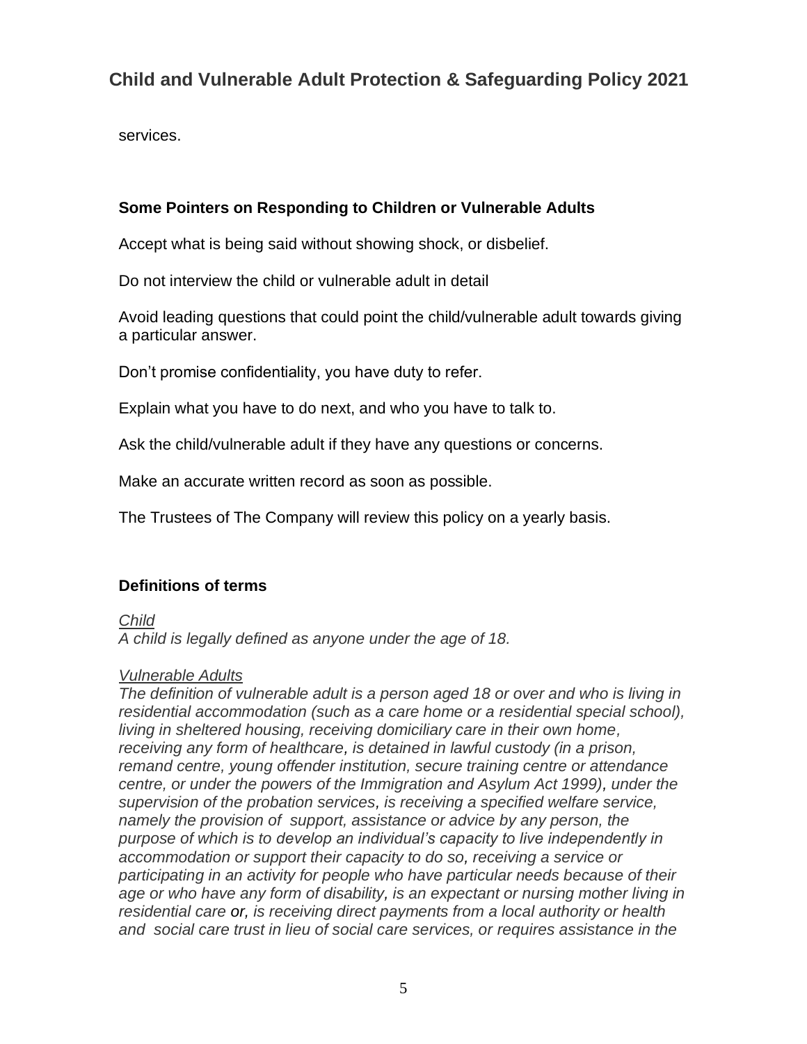services.

### Some Pointers on Responding to Children or Vulnerable Adults

Accept what is being said without showing shock, or disbelief.

Do not interview the child or vulnerable adult in detail

Avoid leading questions that could point the child/vulnerable adult towards giving a particular answer.

Don't promise confidentiality, you have duty to refer.

Explain what you have to do next, and who you have to talk to.

Ask the child/vulnerable adult if they have any questions or concerns.

Make an accurate written record as soon as possible.

The Trustees of The Company will review this policy on a yearly basis.

### Definitions of terms

*Child*
*A child is legally defined as anyone under the age of 18.*

*Vulnerable Adults*
*The definition of vulnerable adult is a person aged 18 or over and who is living in residential accommodation (such as a care home or a residential special school), living in sheltered housing, receiving domiciliary care in their own home, receiving any form of healthcare, is detained in lawful custody (in a prison, remand centre, young offender institution, secure training centre or attendance centre, or under the powers of the Immigration and Asylum Act 1999), under the supervision of the probation services, is receiving a specified welfare service, namely the provision of support, assistance or advice by any person, the purpose of which is to develop an individual's capacity to live independently in accommodation or support their capacity to do so, receiving a service or participating in an activity for people who have particular needs because of their age or who have any form of disability, is an expectant or nursing mother living in residential care or, is receiving direct payments from a local authority or health and social care trust in lieu of social care services, or requires assistance in the*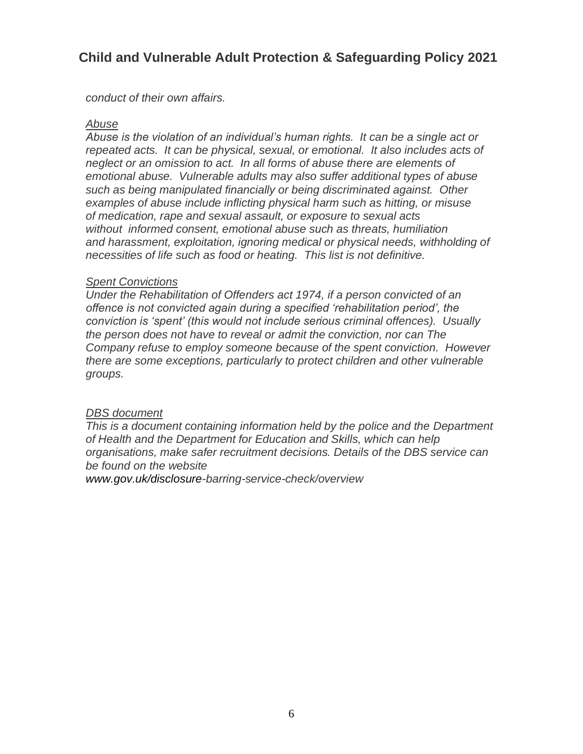*conduct of their own affairs.*

*Abuse*

*Abuse is the violation of an individual's human rights. It can be a single act or repeated acts. It can be physical, sexual, or emotional. It also includes acts of neglect or an omission to act. In all forms of abuse there are elements of emotional abuse. Vulnerable adults may also suffer additional types of abuse such as being manipulated financially or being discriminated against. Other examples of abuse include inflicting physical harm such as hitting, or misuse of medication, rape and sexual assault, or exposure to sexual acts without informed consent, emotional abuse such as threats, humiliation and harassment, exploitation, ignoring medical or physical needs, withholding of necessities of life such as food or heating. This list is not definitive.*

*Spent Convictions*

*Under the Rehabilitation of Offenders act 1974, if a person convicted of an offence is not convicted again during a specified 'rehabilitation period', the conviction is 'spent' (this would not include serious criminal offences). Usually the person does not have to reveal or admit the conviction, nor can The Company refuse to employ someone because of the spent conviction. However there are some exceptions, particularly to protect children and other vulnerable groups.*

*DBS document*

*This is a document containing information held by the police and the Department of Health and the Department for Education and Skills, which can help organisations, make safer recruitment decisions. Details of the DBS service can be found on the website*
*www.gov.uk/disclosure-barring-service-check/overview*